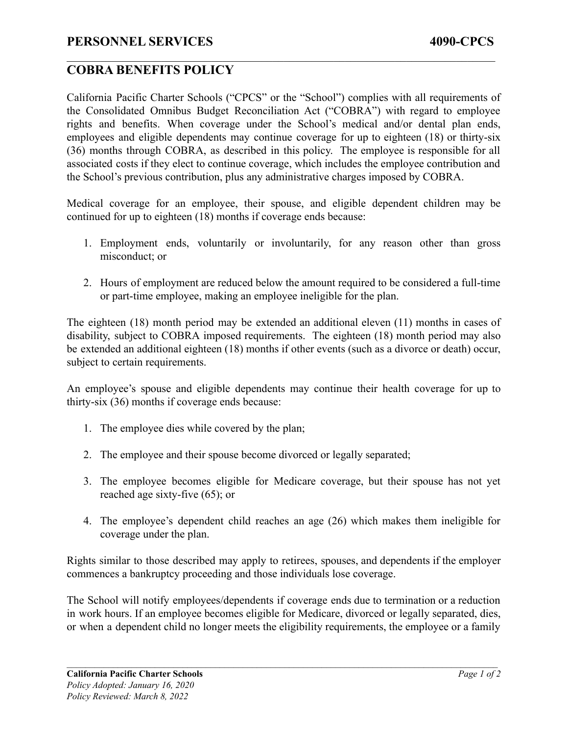## COBRA BENEFITS POLICY

California Pacific Charter Schools ("CPCS" or the "School") complies with all requirements of the Consolidated Omnibus Budget Reconciliation Act ("COBRA") with regard to employee rights and benefits. When coverage under the School's medical and/or dental plan ends, employees and eligible dependents may continue coverage for up to eighteen (18) or thirty-six (36) months through COBRA, as described in this policy. The employee is responsible for all associated costs if they elect to continue coverage, which includes the employee contribution and the School's previous contribution, plus any administrative charges imposed by COBRA.

Medical coverage for an employee, their spouse, and eligible dependent children may be continued for up to eighteen (18) months if coverage ends because:

1. Employment ends, voluntarily or involuntarily, for any reason other than gross misconduct; or
2. Hours of employment are reduced below the amount required to be considered a full-time or part-time employee, making an employee ineligible for the plan.

The eighteen (18) month period may be extended an additional eleven (11) months in cases of disability, subject to COBRA imposed requirements. The eighteen (18) month period may also be extended an additional eighteen (18) months if other events (such as a divorce or death) occur, subject to certain requirements.

An employee's spouse and eligible dependents may continue their health coverage for up to thirty-six (36) months if coverage ends because:

1. The employee dies while covered by the plan;
2. The employee and their spouse become divorced or legally separated;
3. The employee becomes eligible for Medicare coverage, but their spouse has not yet reached age sixty-five (65); or
4. The employee's dependent child reaches an age (26) which makes them ineligible for coverage under the plan.

Rights similar to those described may apply to retirees, spouses, and dependents if the employer commences a bankruptcy proceeding and those individuals lose coverage.

The School will notify employees/dependents if coverage ends due to termination or a reduction in work hours. If an employee becomes eligible for Medicare, divorced or legally separated, dies, or when a dependent child no longer meets the eligibility requirements, the employee or a family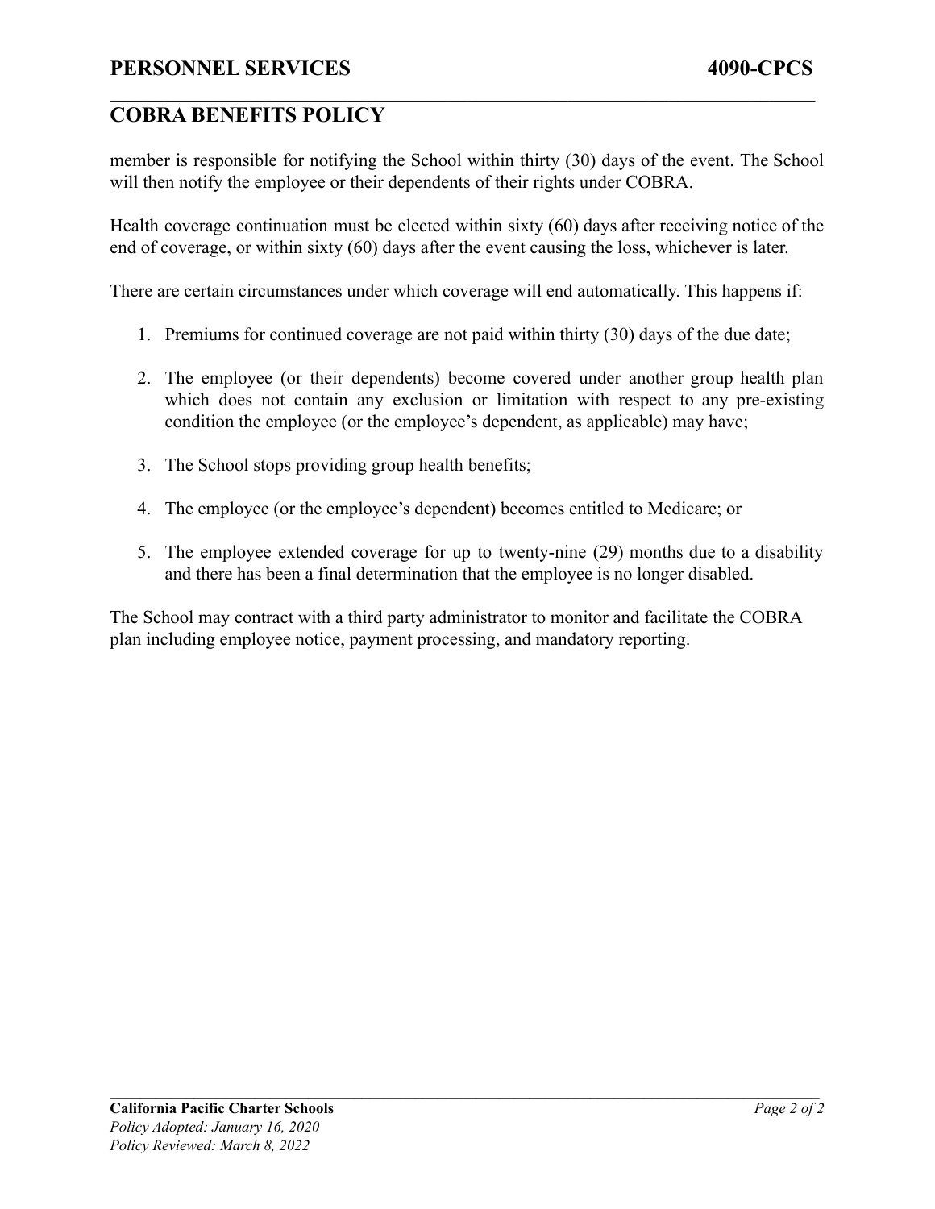member is responsible for notifying the School within thirty (30) days of the event. The School will then notify the employee or their dependents of their rights under COBRA.

Health coverage continuation must be elected within sixty (60) days after receiving notice of the end of coverage, or within sixty (60) days after the event causing the loss, whichever is later.

There are certain circumstances under which coverage will end automatically. This happens if:

1. Premiums for continued coverage are not paid within thirty (30) days of the due date;

2. The employee (or their dependents) become covered under another group health plan which does not contain any exclusion or limitation with respect to any pre-existing condition the employee (or the employee's dependent, as applicable) may have;

3. The School stops providing group health benefits;

4. The employee (or the employee's dependent) becomes entitled to Medicare; or

5. The employee extended coverage for up to twenty-nine (29) months due to a disability and there has been a final determination that the employee is no longer disabled.

The School may contract with a third party administrator to monitor and facilitate the COBRA plan including employee notice, payment processing, and mandatory reporting.

**California Pacific Charter Schools**
*Policy Adopted: January 16, 2020*
*Policy Reviewed: March 8, 2022*